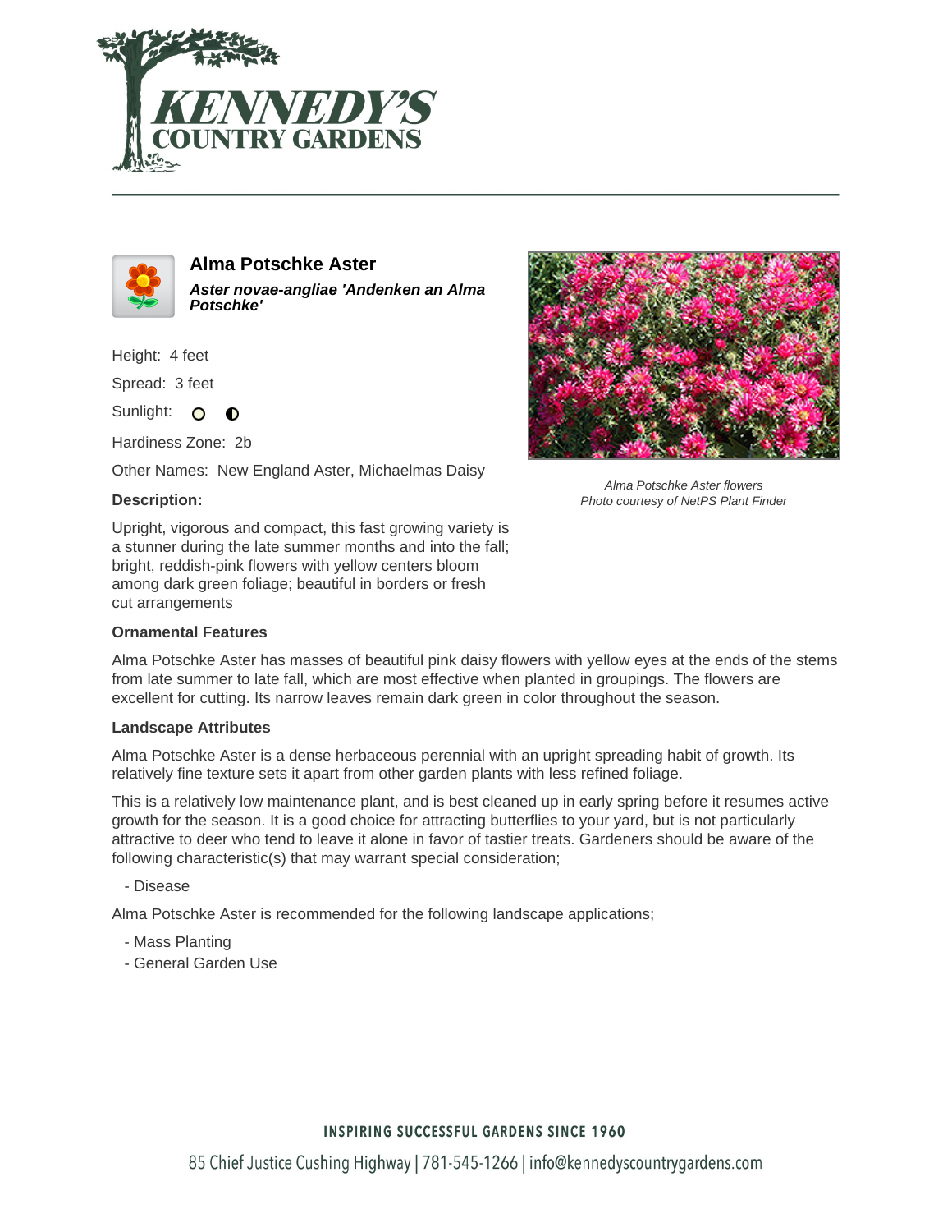# Alma Potschke Aster

***Aster novae-angliae 'Andenken an Alma Potschke'***

Height: 4 feet

Spread: 3 feet

Sunlight:

Hardiness Zone: 2b

Other Names: New England Aster, Michaelmas Daisy

*Alma Potschke Aster flowers*
*Photo courtesy of NetPS Plant Finder*

**Description:**

Upright, vigorous and compact, this fast growing variety is a stunner during the late summer months and into the fall; bright, reddish-pink flowers with yellow centers bloom among dark green foliage; beautiful in borders or fresh cut arrangements

**Ornamental Features**

Alma Potschke Aster has masses of beautiful pink daisy flowers with yellow eyes at the ends of the stems from late summer to late fall, which are most effective when planted in groupings. The flowers are excellent for cutting. Its narrow leaves remain dark green in color throughout the season.

**Landscape Attributes**

Alma Potschke Aster is a dense herbaceous perennial with an upright spreading habit of growth. Its relatively fine texture sets it apart from other garden plants with less refined foliage.

This is a relatively low maintenance plant, and is best cleaned up in early spring before it resumes active growth for the season. It is a good choice for attracting butterflies to your yard, but is not particularly attractive to deer who tend to leave it alone in favor of tastier treats. Gardeners should be aware of the following characteristic(s) that may warrant special consideration;

- Disease

Alma Potschke Aster is recommended for the following landscape applications;

- Mass Planting
- General Garden Use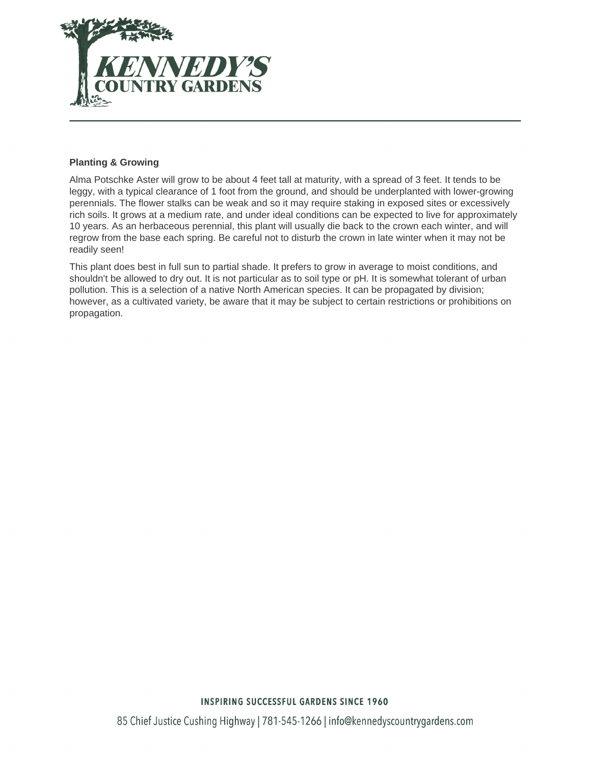**Planting & Growing**

Alma Potschke Aster will grow to be about 4 feet tall at maturity, with a spread of 3 feet. It tends to be leggy, with a typical clearance of 1 foot from the ground, and should be underplanted with lower-growing perennials. The flower stalks can be weak and so it may require staking in exposed sites or excessively rich soils. It grows at a medium rate, and under ideal conditions can be expected to live for approximately 10 years. As an herbaceous perennial, this plant will usually die back to the crown each winter, and will regrow from the base each spring. Be careful not to disturb the crown in late winter when it may not be readily seen!

This plant does best in full sun to partial shade. It prefers to grow in average to moist conditions, and shouldn't be allowed to dry out. It is not particular as to soil type or pH. It is somewhat tolerant of urban pollution. This is a selection of a native North American species. It can be propagated by division; however, as a cultivated variety, be aware that it may be subject to certain restrictions or prohibitions on propagation.